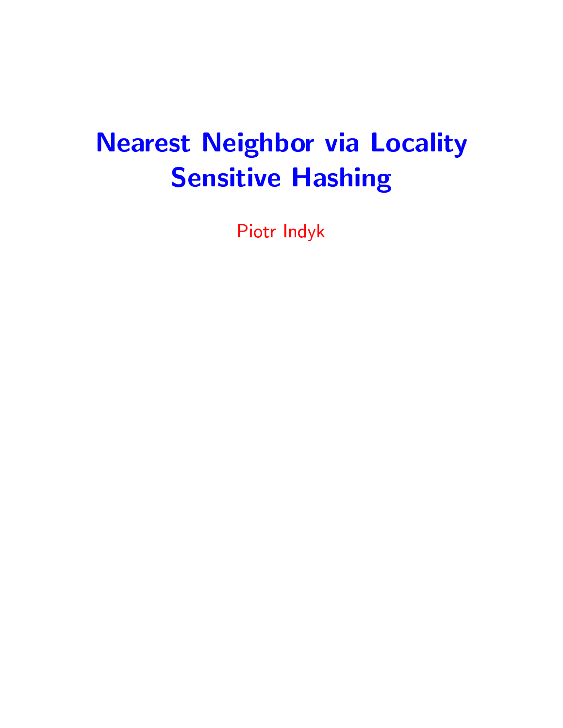# Nearest Neighbor via Locality Sensitive Hashing

Piotr Indyk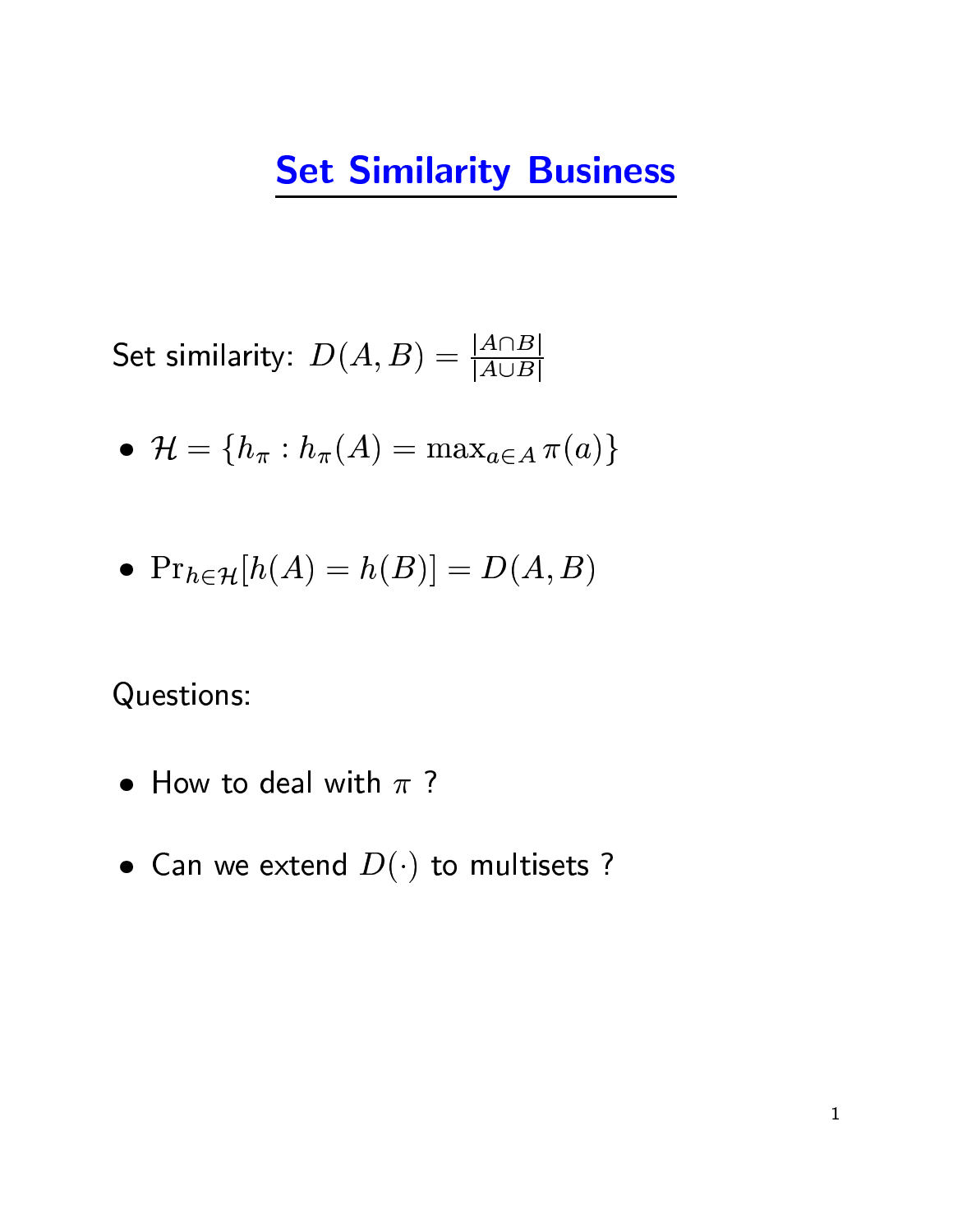# Set Similarity Business

Set similarity: $D(A, B) = \frac{|A \cap B|}{|A \cup B|}$

- $\mathcal{H} = \{h_\pi : h_\pi(A) = \max_{a \in A} \pi(a)\}$

- $\Pr_{h \in \mathcal{H}}[h(A) = h(B)] = D(A, B)$

Questions:

- How to deal with $\pi$ ?

- Can we extend $D(\cdot)$ to multisets ?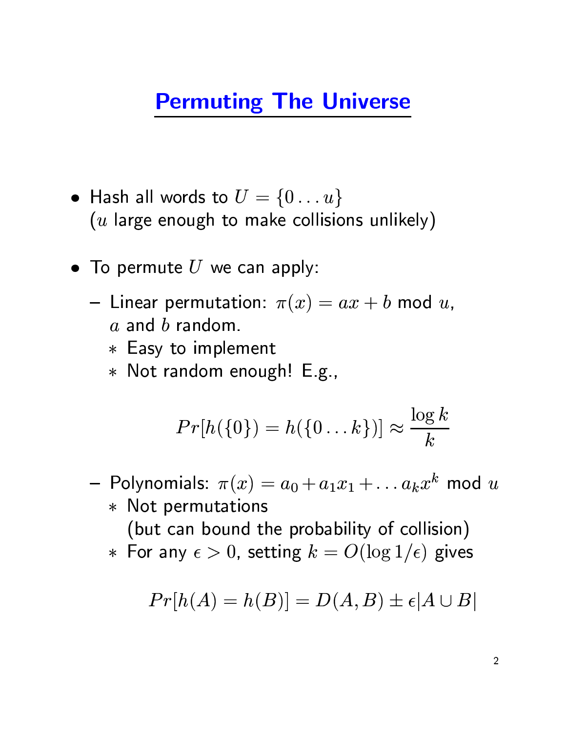# Permuting The Universe

- Hash all words to $U = \{0 \ldots u\}$
  ($u$ large enough to make collisions unlikely)

- To permute $U$ we can apply:
  - Linear permutation: $\pi(x) = ax + b \bmod u$,
    $a$ and $b$ random.
    - Easy to implement
    - Not random enough! E.g.,

    $$Pr[h(\{0\}) = h(\{0 \ldots k\})] \approx \frac{\log k}{k}$$

  - Polynomials: $\pi(x) = a_0 + a_1 x_1 + \ldots a_k x^k \bmod u$
    - Not permutations
      (but can bound the probability of collision)
    - For any $\epsilon > 0$, setting $k = O(\log 1/\epsilon)$ gives

    $$Pr[h(A) = h(B)] = D(A, B) \pm \epsilon |A \cup B|$$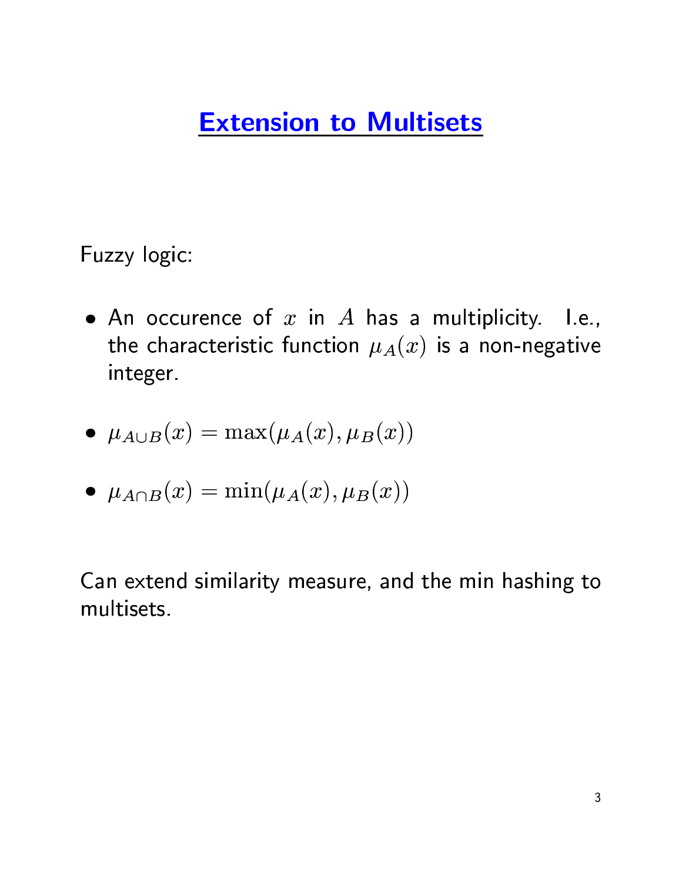# Extension to Multisets

Fuzzy logic:

- An occurence of $x$ in $A$ has a multiplicity. I.e., the characteristic function $\mu_A(x)$ is a non-negative integer.

- $\mu_{A \cup B}(x) = \max(\mu_A(x), \mu_B(x))$

- $\mu_{A \cap B}(x) = \min(\mu_A(x), \mu_B(x))$

Can extend similarity measure, and the min hashing to multisets.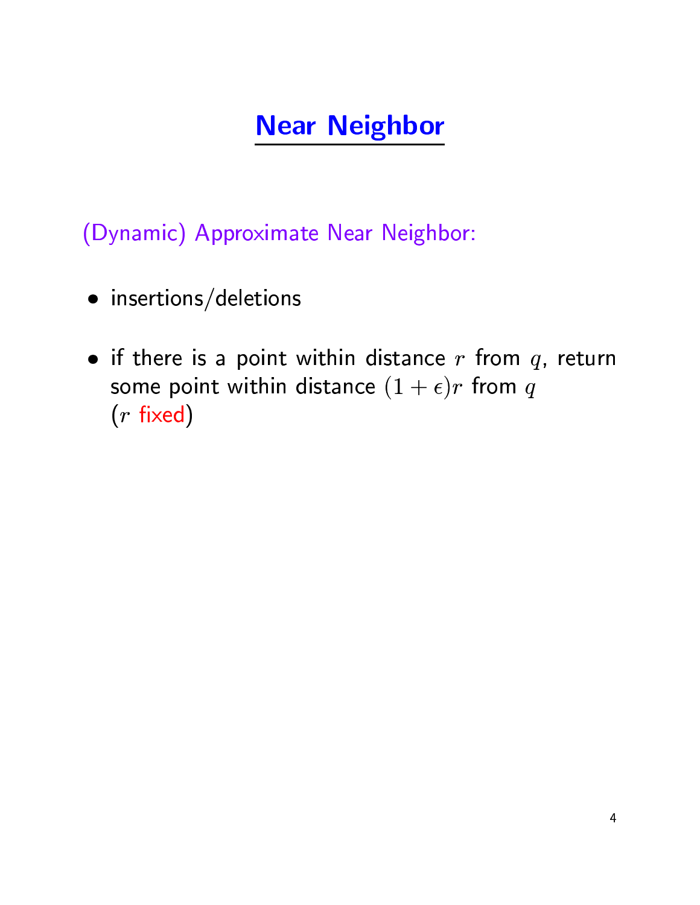# Near Neighbor

(Dynamic) Approximate Near Neighbor:

- insertions/deletions
- if there is a point within distance $r$ from $q$, return some point within distance $(1+\epsilon)r$ from $q$ ($r$ fixed)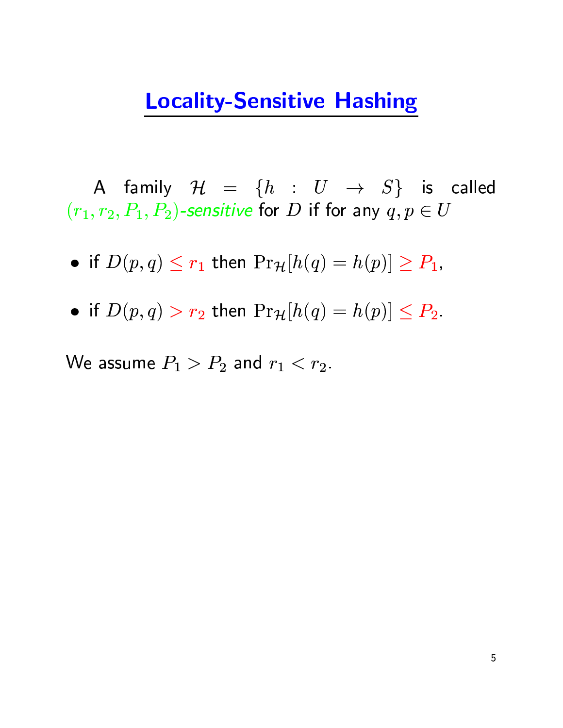# Locality-Sensitive Hashing

A family $\mathcal{H} = \{h : U \rightarrow S\}$ is called *$(r_1, r_2, P_1, P_2)$-sensitive* for $D$ if for any $q, p \in U$

- if $D(p, q) \leq r_1$ then $\mathrm{Pr}_{\mathcal{H}}[h(q) = h(p)] \geq P_1$,
- if $D(p, q) > r_2$ then $\mathrm{Pr}_{\mathcal{H}}[h(q) = h(p)] \leq P_2$.

We assume $P_1 > P_2$ and $r_1 < r_2$.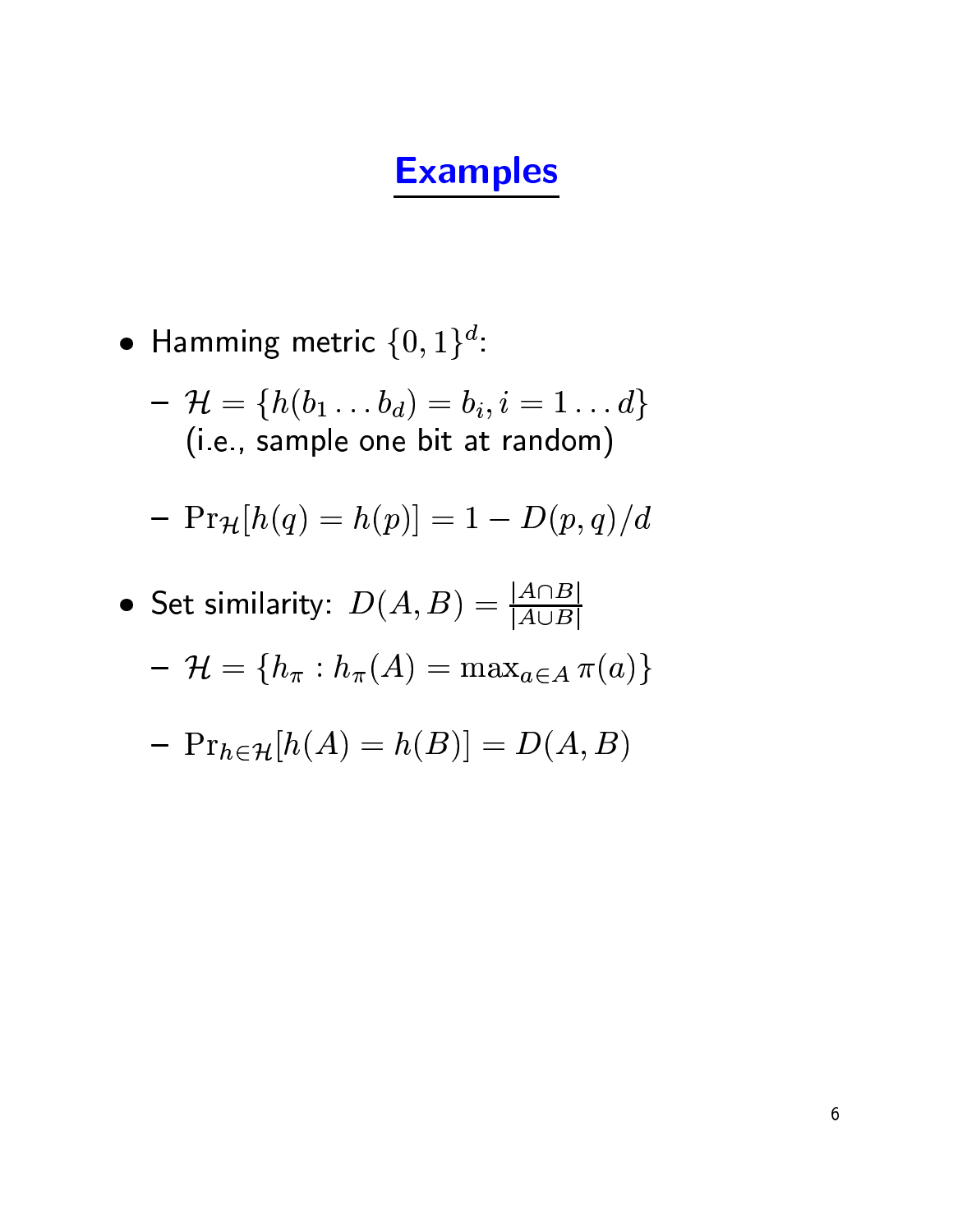# Examples

- Hamming metric $\{0,1\}^d$:
  - $\mathcal{H} = \{h(b_1 \ldots b_d) = b_i, i = 1 \ldots d\}$ (i.e., sample one bit at random)
  - $\Pr_{\mathcal{H}}[h(q) = h(p)] = 1 - D(p,q)/d$
- Set similarity: $D(A,B) = \frac{|A \cap B|}{|A \cup B|}$
  - $\mathcal{H} = \{h_\pi : h_\pi(A) = \max_{a \in A} \pi(a)\}$
  - $\Pr_{h \in \mathcal{H}}[h(A) = h(B)] = D(A,B)$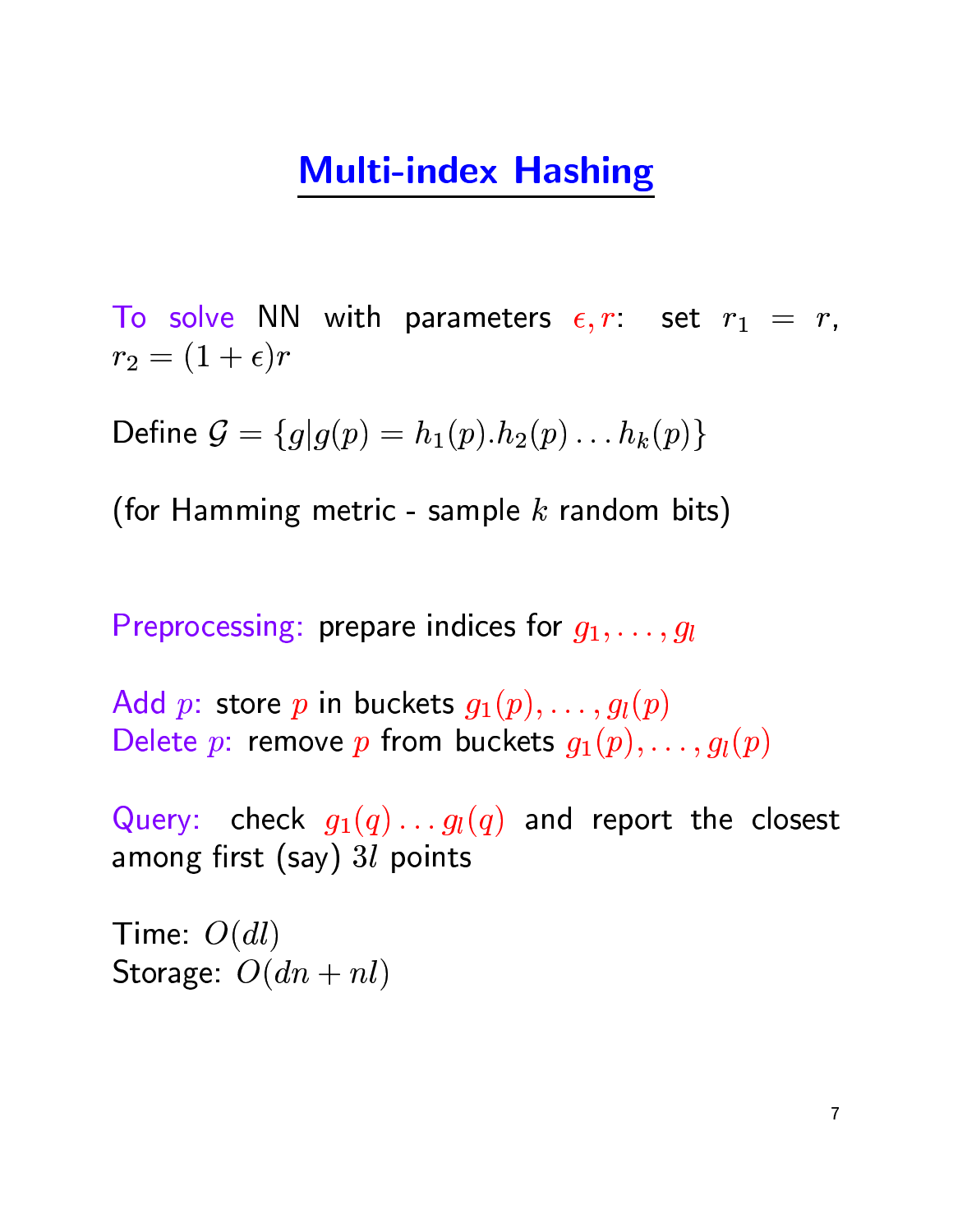# Multi-index Hashing

To solve NN with parameters $\epsilon, r$: set $r_1 = r$, $r_2 = (1+\epsilon)r$

Define $\mathcal{G} = \{g | g(p) = h_1(p).h_2(p) \ldots h_k(p)\}$

(for Hamming metric - sample $k$ random bits)

Preprocessing: prepare indices for $g_1, \ldots, g_l$

Add $p$: store $p$ in buckets $g_1(p), \ldots, g_l(p)$
Delete $p$: remove $p$ from buckets $g_1(p), \ldots, g_l(p)$

Query: check $g_1(q) \ldots g_l(q)$ and report the closest among first (say) $3l$ points

Time: $O(dl)$
Storage: $O(dn + nl)$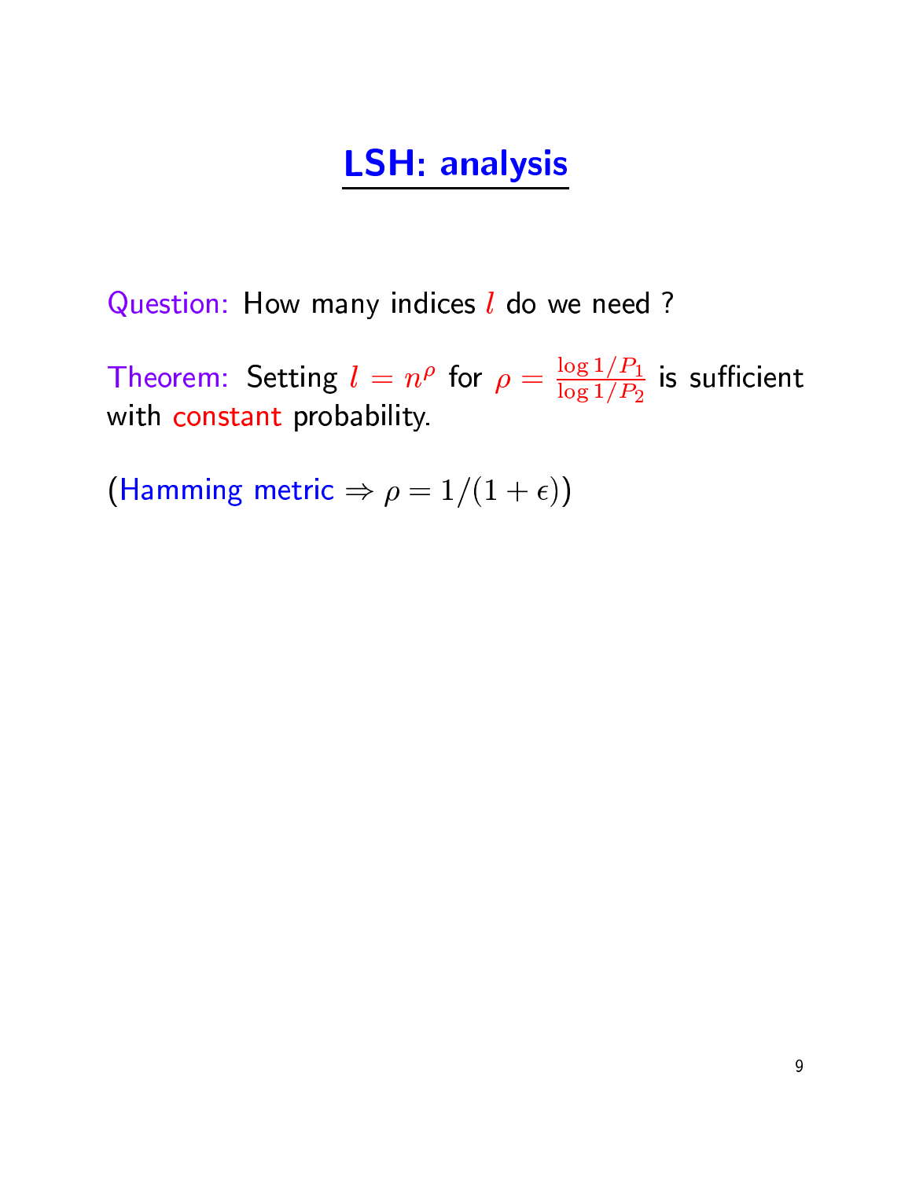# LSH: analysis

Question: How many indices $l$ do we need ?

Theorem: Setting $l = n^\rho$ for $\rho = \frac{\log 1/P_1}{\log 1/P_2}$ is sufficient with constant probability.

(Hamming metric $\Rightarrow \rho = 1/(1+\epsilon)$)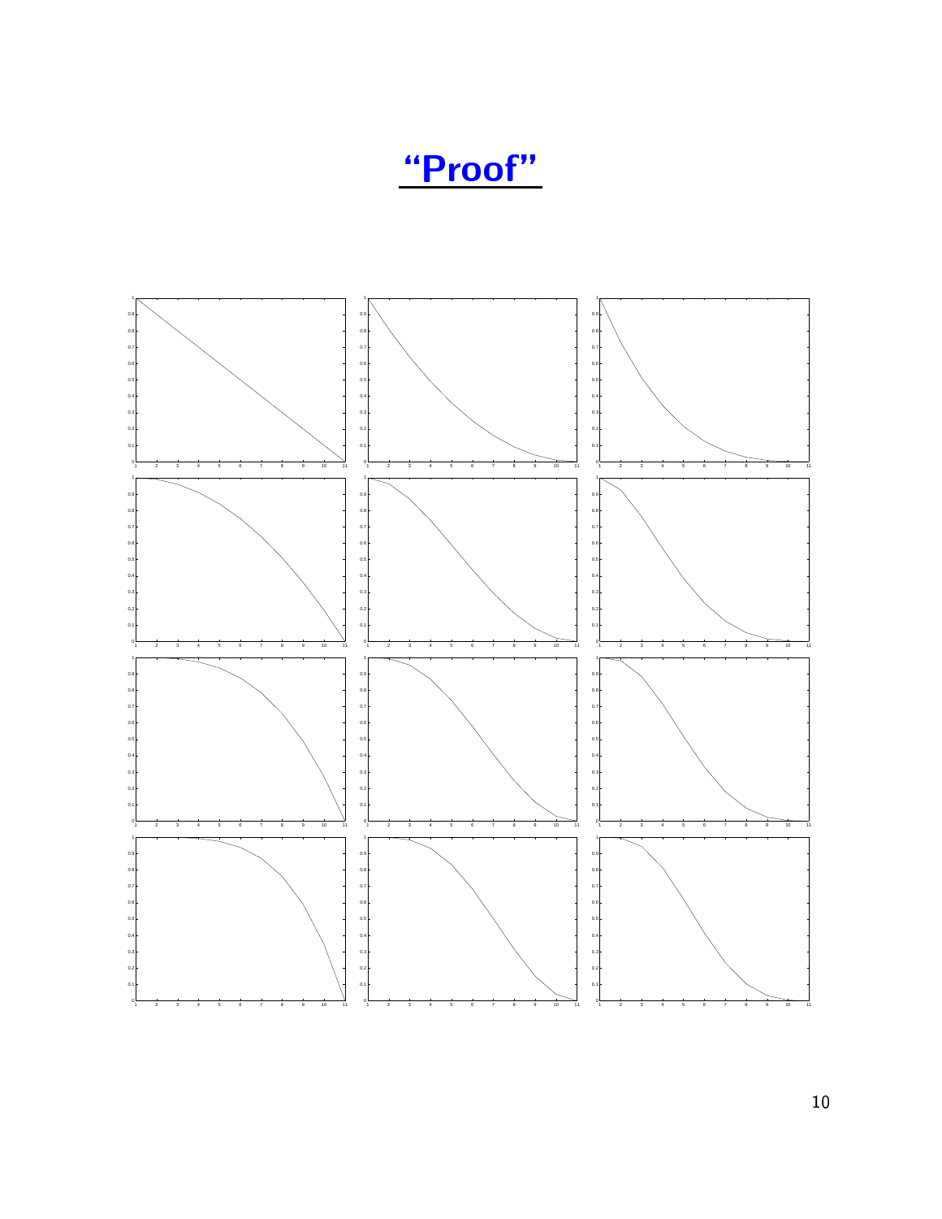# “Proof”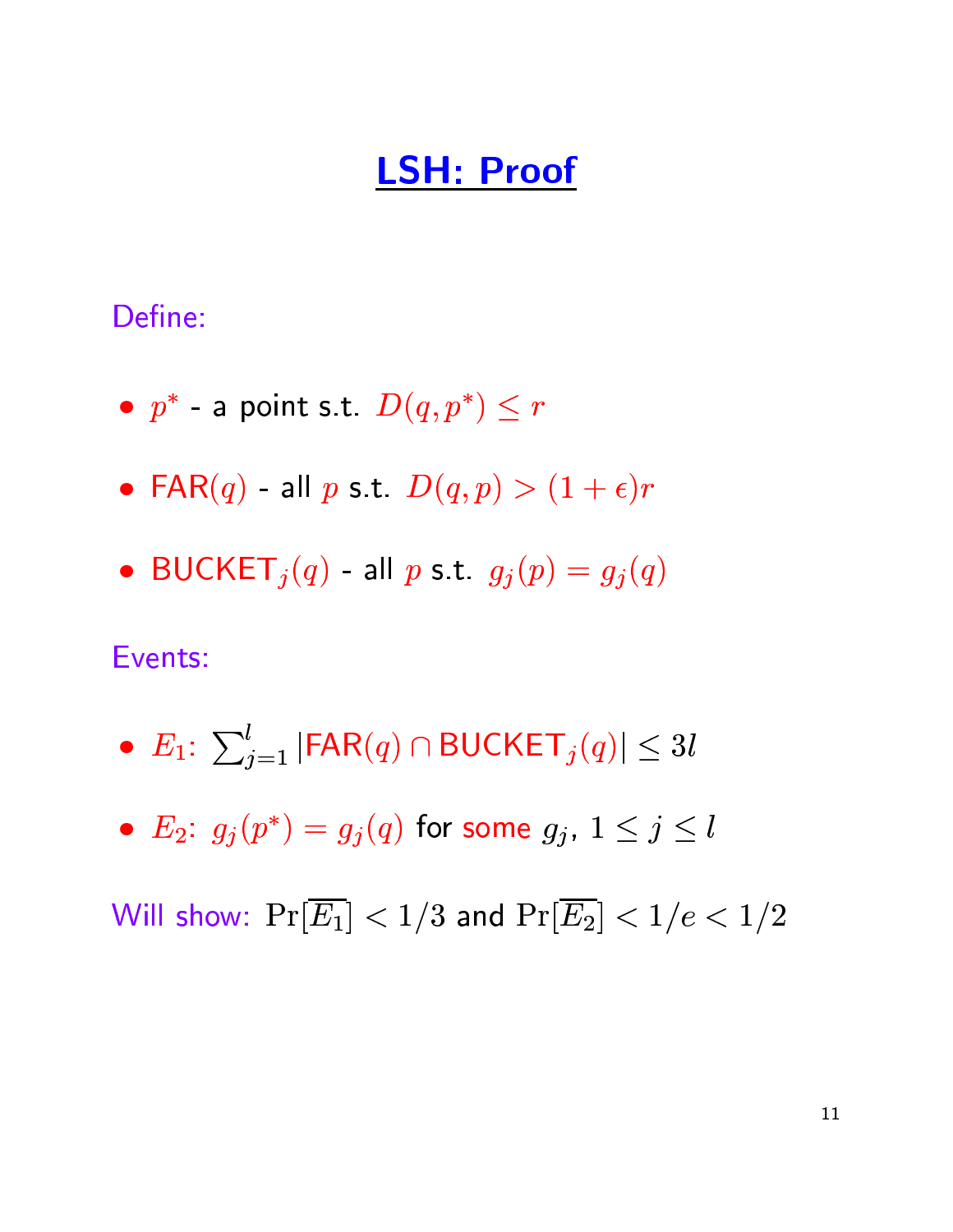# LSH: Proof

Define:

- $p^*$ - a point s.t. $D(q, p^*) \leq r$
- FAR$(q)$ - all $p$ s.t. $D(q,p) > (1+\epsilon)r$
- BUCKET$_j(q)$ - all $p$ s.t. $g_j(p) = g_j(q)$

Events:

- $E_1$: $\sum_{j=1}^{l} |\text{FAR}(q) \cap \text{BUCKET}_j(q)| \leq 3l$
- $E_2$: $g_j(p^*) = g_j(q)$ for some $g_j$, $1 \leq j \leq l$

Will show: $\Pr[\overline{E_1}] < 1/3$ and $\Pr[\overline{E_2}] < 1/e < 1/2$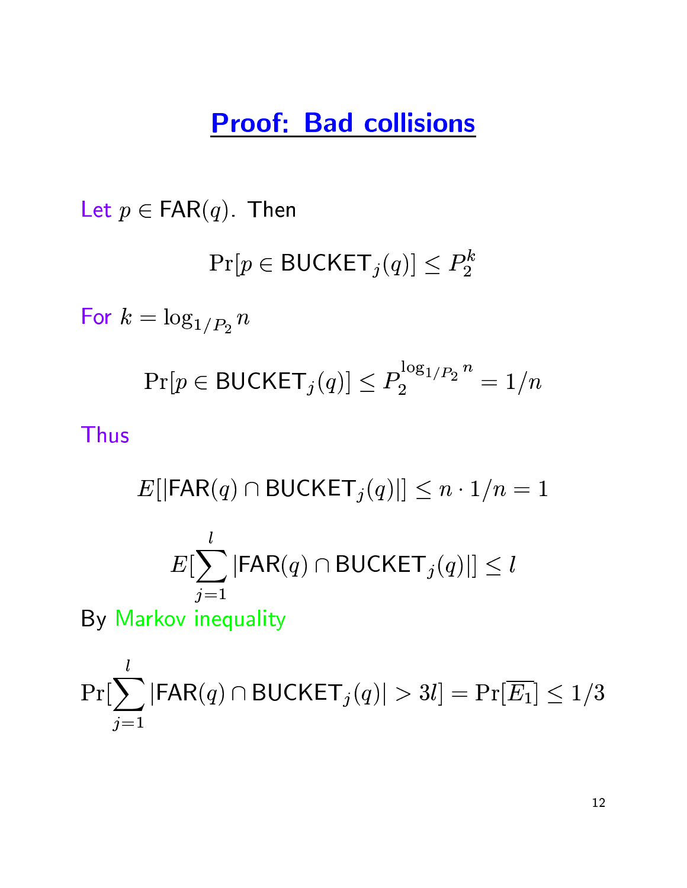# Proof: Bad collisions

Let $p \in \mathsf{FAR}(q)$. Then

$$\Pr[p \in \mathsf{BUCKET}_j(q)] \leq P_2^k$$

For $k = \log_{1/P_2} n$

$$\Pr[p \in \mathsf{BUCKET}_j(q)] \leq P_2^{\log_{1/P_2} n} = 1/n$$

Thus

$$E[|\mathsf{FAR}(q) \cap \mathsf{BUCKET}_j(q)|] \leq n \cdot 1/n = 1$$

$$E[\sum_{j=1}^{l} |\mathsf{FAR}(q) \cap \mathsf{BUCKET}_j(q)|] \leq l$$

By Markov inequality

$$\Pr[\sum_{j=1}^{l} |\mathsf{FAR}(q) \cap \mathsf{BUCKET}_j(q)| > 3l] = \Pr[\overline{E_1}] \leq 1/3$$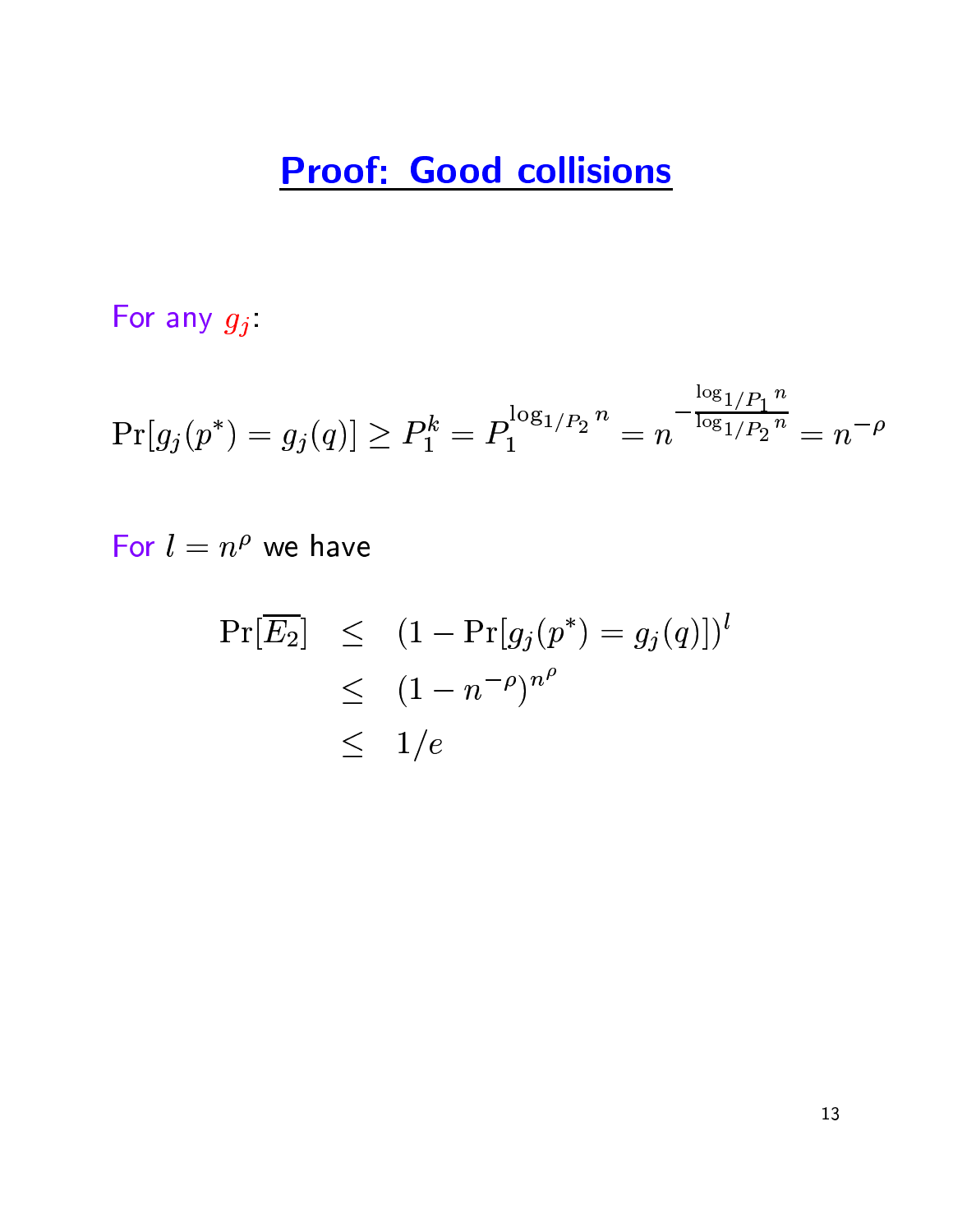# Proof: Good collisions

For any $g_j$:

$$\Pr[g_j(p^*) = g_j(q)] \geq P_1^k = P_1^{\log_{1/P_2} n} = n^{-\frac{\log_{1/P_1} n}{\log_{1/P_2} n}} = n^{-\rho}$$

For $l = n^\rho$ we have

$$\begin{aligned}
\Pr[\overline{E_2}] &\leq (1 - \Pr[g_j(p^*) = g_j(q)])^l \\
&\leq (1 - n^{-\rho})^{n^\rho} \\
&\leq 1/e
\end{aligned}$$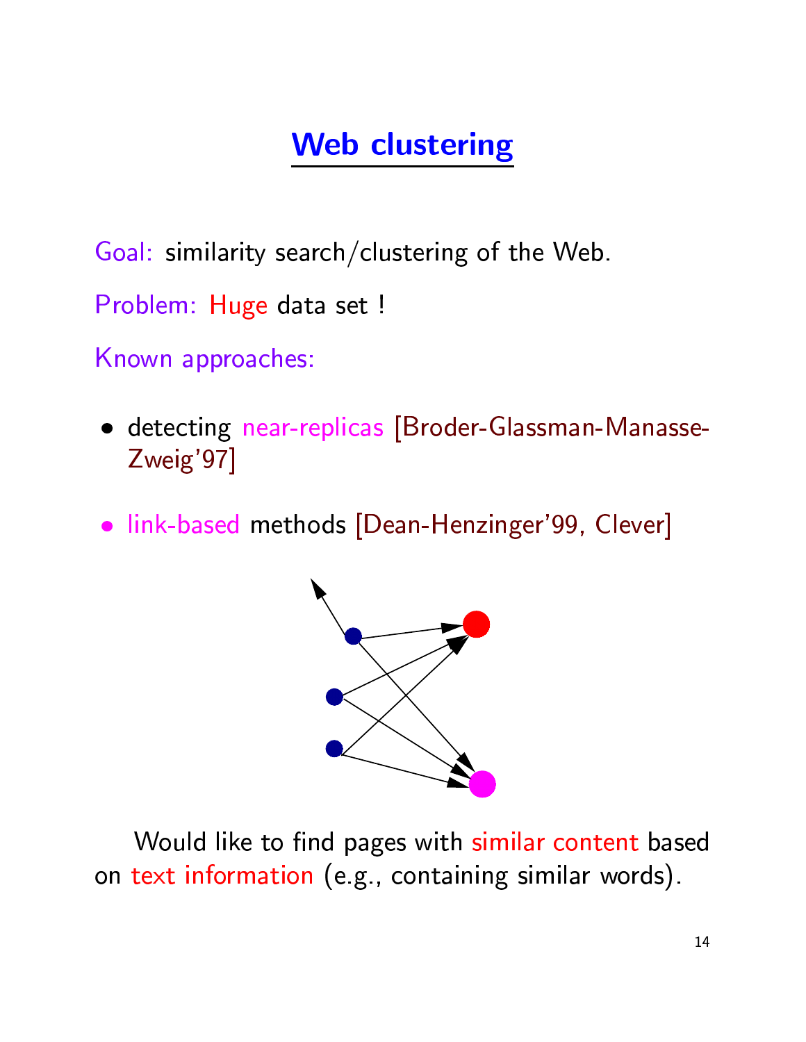# Web clustering

Goal: similarity search/clustering of the Web.

Problem: Huge data set !

Known approaches:

- detecting near-replicas [Broder-Glassman-Manasse-Zweig'97]
- link-based methods [Dean-Henzinger'99, Clever]

Would like to find pages with similar content based on text information (e.g., containing similar words).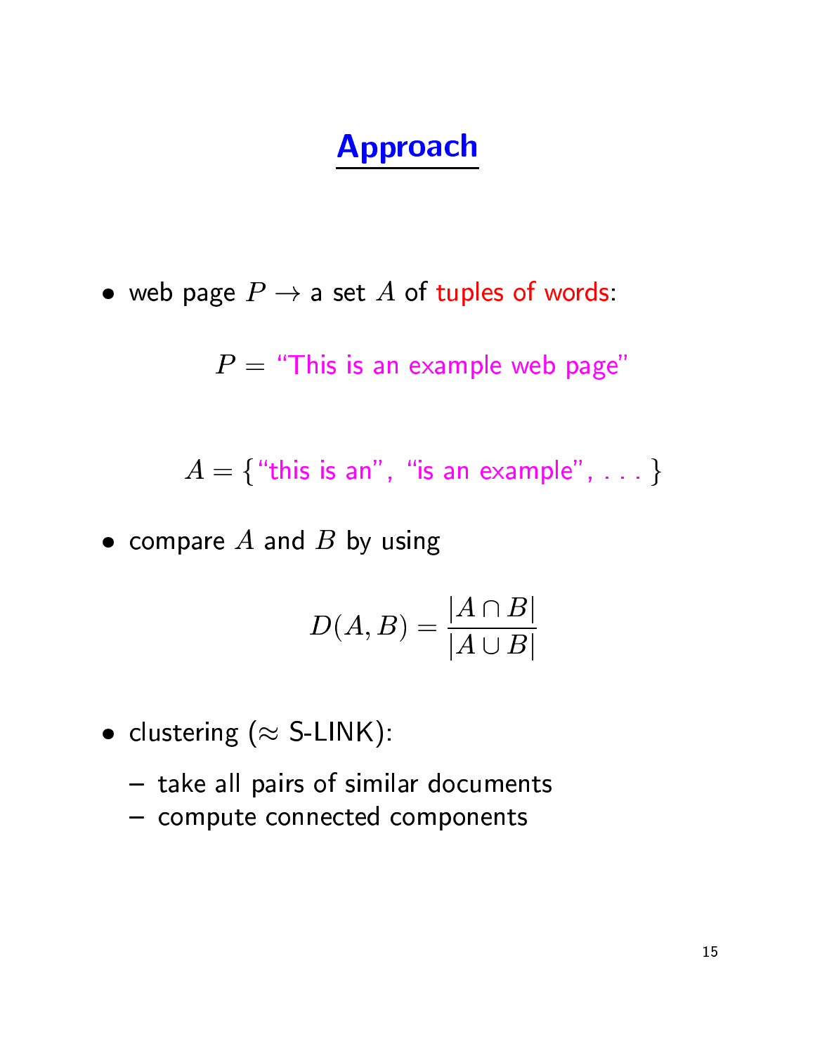# Approach

- web page $P \rightarrow$ a set $A$ of tuples of words:

$$P = \text{"This is an example web page"}$$

$$A = \{\text{"this is an"}, \text{"is an example"}, \ldots\}$$

- compare $A$ and $B$ by using

$$D(A, B) = \frac{|A \cap B|}{|A \cup B|}$$

- clustering ($\approx$ S-LINK):
  - take all pairs of similar documents
  - compute connected components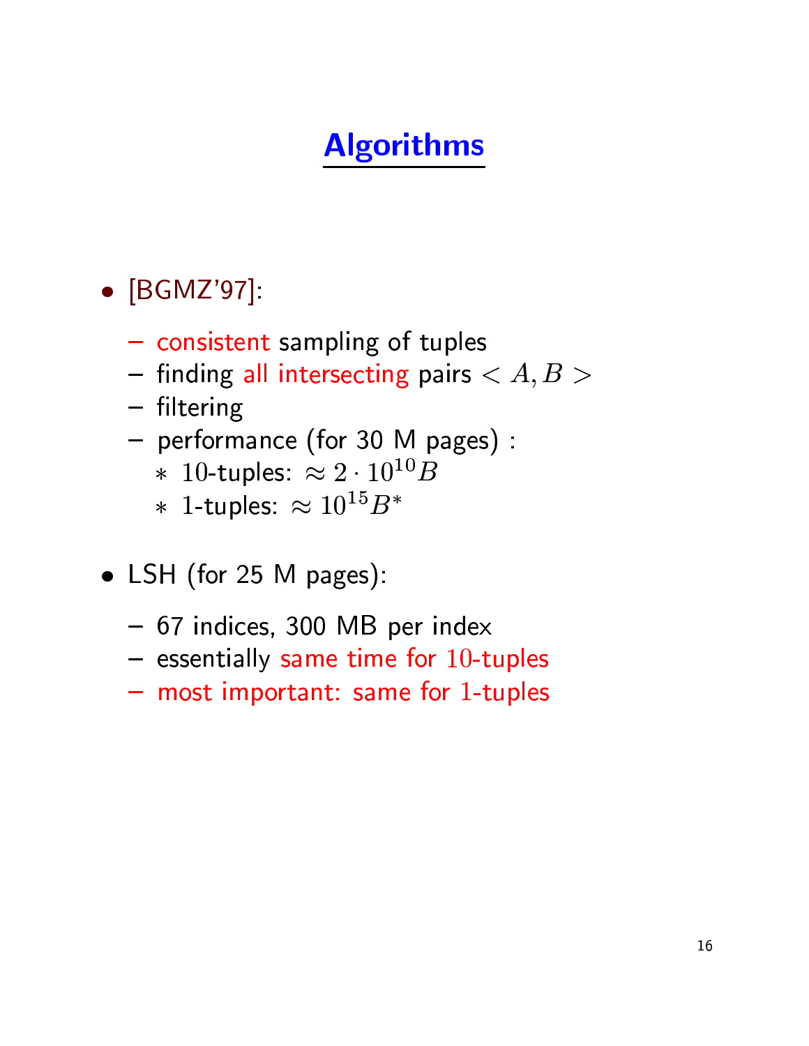# Algorithms

- [BGMZ'97]:
  - consistent sampling of tuples
  - finding all intersecting pairs $< A, B >$
  - filtering
  - performance (for 30 M pages) :
    - $10$-tuples: $\approx 2 \cdot 10^{10} B$
    - $1$-tuples: $\approx 10^{15} B^*$

- LSH (for 25 M pages):
  - 67 indices, 300 MB per index
  - essentially same time for $10$-tuples
  - most important: same for $1$-tuples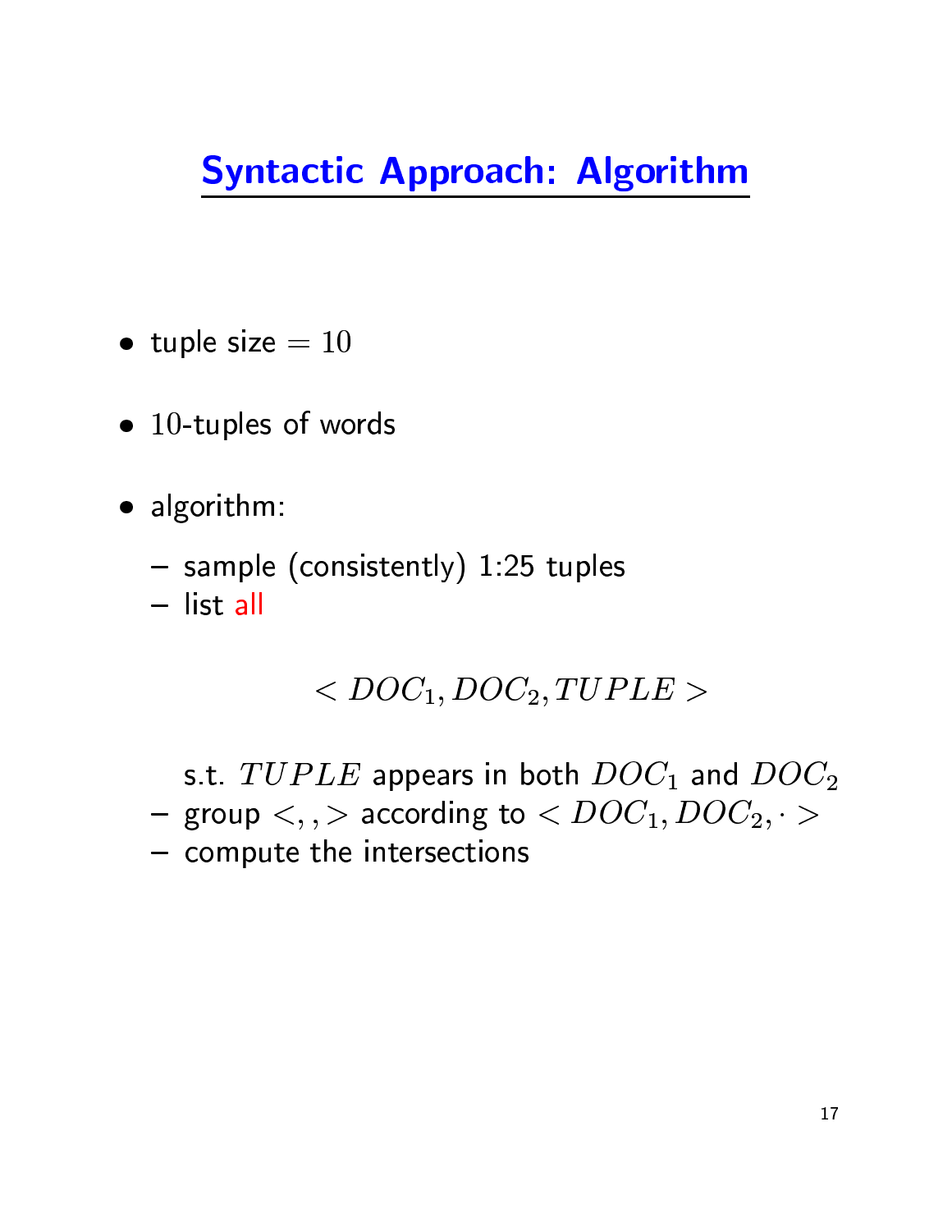# Syntactic Approach: Algorithm

- tuple size $= 10$
- $10$-tuples of words
- algorithm:
  - sample (consistently) 1:25 tuples
  - list all

$$< DOC_1, DOC_2, TUPLE >$$

  s.t. $TUPLE$ appears in both $DOC_1$ and $DOC_2$
  - group $<, , >$ according to $< DOC_1, DOC_2, \cdot >$
  - compute the intersections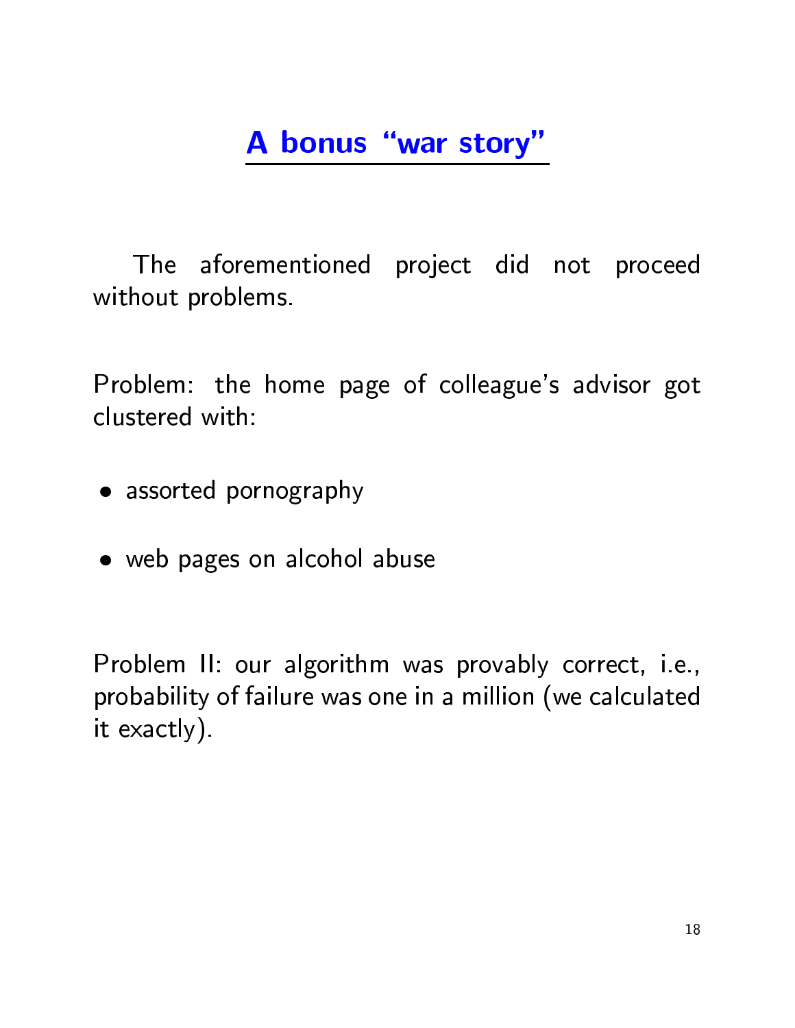## A bonus "war story"

The aforementioned project did not proceed without problems.

Problem: the home page of colleague's advisor got clustered with:

- assorted pornography
- web pages on alcohol abuse

Problem II: our algorithm was provably correct, i.e., probability of failure was one in a million (we calculated it exactly).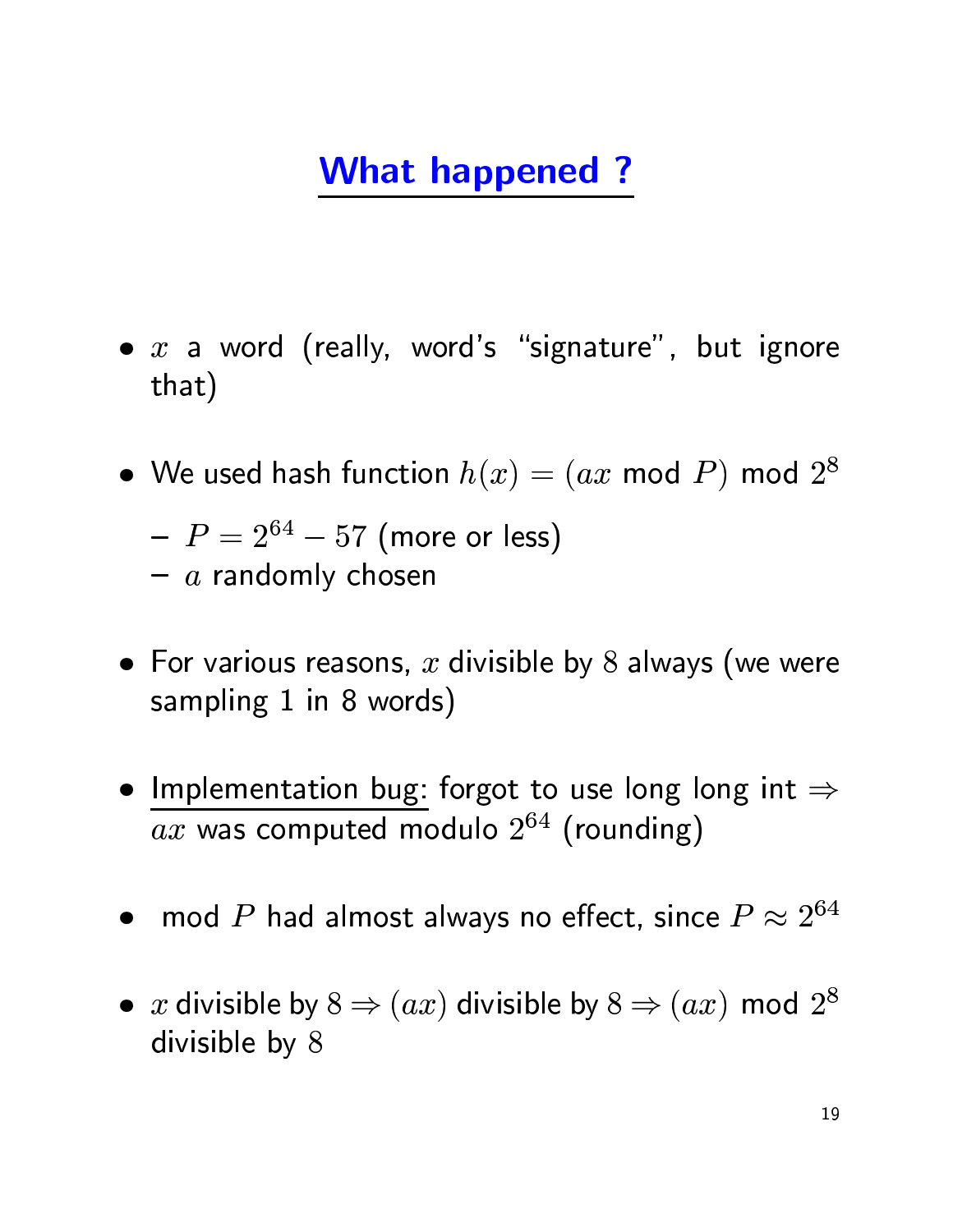# What happened ?

- $x$ a word (really, word's "signature", but ignore that)

- We used hash function $h(x) = (ax \bmod P) \bmod 2^8$
  - $P = 2^{64} - 57$ (more or less)
  - $a$ randomly chosen

- For various reasons, $x$ divisible by $8$ always (we were sampling $1$ in $8$ words)

- Implementation bug: forgot to use long long int $\Rightarrow$ $ax$ was computed modulo $2^{64}$ (rounding)

- mod $P$ had almost always no effect, since $P \approx 2^{64}$

- $x$ divisible by $8 \Rightarrow (ax)$ divisible by $8 \Rightarrow (ax) \bmod 2^8$ divisible by $8$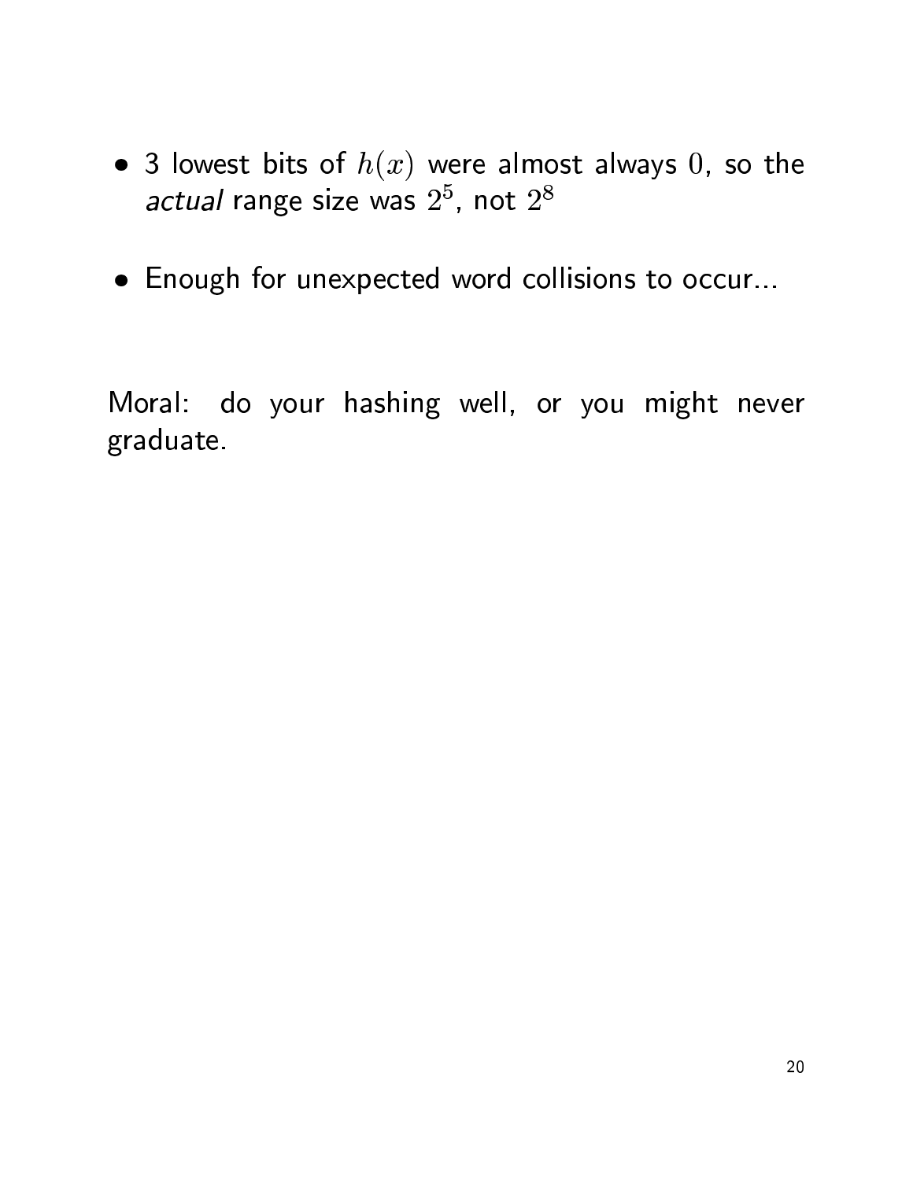- 3 lowest bits of $h(x)$ were almost always $0$, so the *actual* range size was $2^5$, not $2^8$

- Enough for unexpected word collisions to occur...

Moral: do your hashing well, or you might never graduate.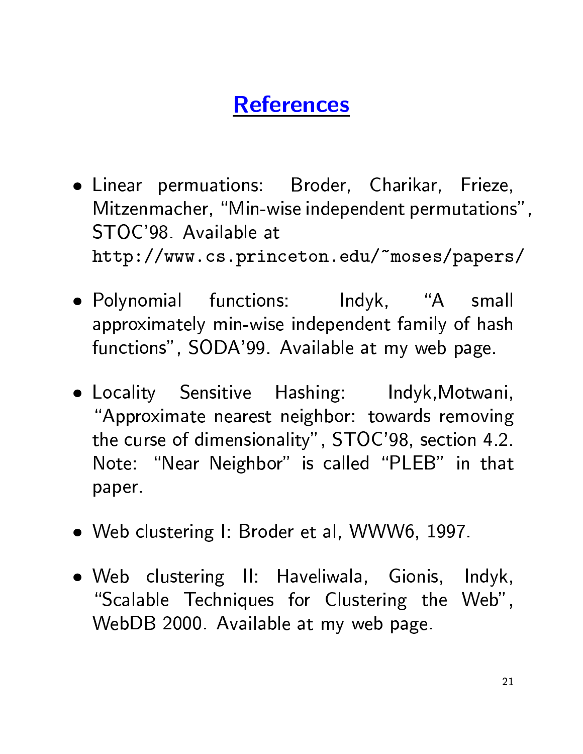# References

- Linear permuations: Broder, Charikar, Frieze, Mitzenmacher, "Min-wise independent permutations", STOC'98. Available at `http://www.cs.princeton.edu/~moses/papers/`

- Polynomial functions: Indyk, "A small approximately min-wise independent family of hash functions", SODA'99. Available at my web page.

- Locality Sensitive Hashing: Indyk,Motwani, "Approximate nearest neighbor: towards removing the curse of dimensionality", STOC'98, section 4.2. Note: "Near Neighbor" is called "PLEB" in that paper.

- Web clustering I: Broder et al, WWW6, 1997.

- Web clustering II: Haveliwala, Gionis, Indyk, "Scalable Techniques for Clustering the Web", WebDB 2000. Available at my web page.